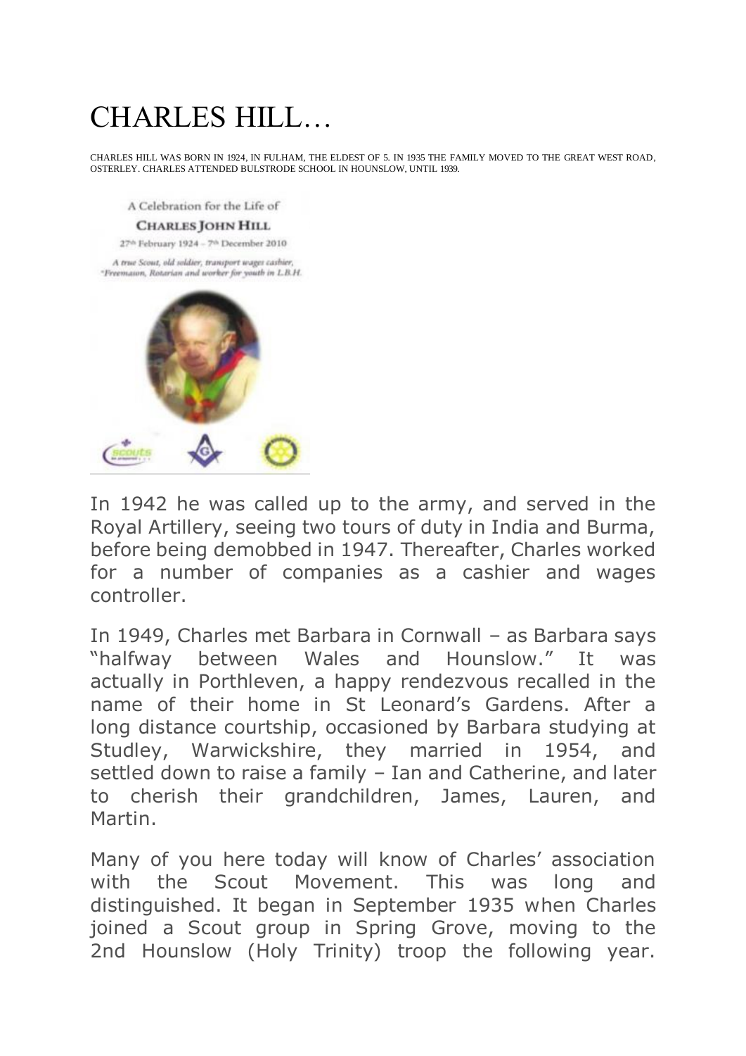# CHARLES HILL…

CHARLES HILL WAS BORN IN 1924, IN FULHAM, THE ELDEST OF 5. IN 1935 THE FAMILY MOVED TO THE GREAT WEST ROAD, OSTERLEY. CHARLES ATTENDED BULSTRODE SCHOOL IN HOUNSLOW, UNTIL 1939.

A Celebration for the Life of

**CHARLES JOHN HILL**

27th February 1924 – 7th December 2010

*A true Scout, old soldier, transport wages cashier, Freemason, Rotarian and worker for youth in L.B.H.*

In 1942 he was called up to the army, and served in the Royal Artillery, seeing two tours of duty in India and Burma, before being demobbed in 1947. Thereafter, Charles worked for a number of companies as a cashier and wages controller.

In 1949, Charles met Barbara in Cornwall – as Barbara says "halfway between Wales and Hounslow." It was actually in Porthleven, a happy rendezvous recalled in the name of their home in St Leonard's Gardens. After a long distance courtship, occasioned by Barbara studying at Studley, Warwickshire, they married in 1954, and settled down to raise a family – Ian and Catherine, and later to cherish their grandchildren, James, Lauren, and Martin.

Many of you here today will know of Charles' association with the Scout Movement. This was long and distinguished. It began in September 1935 when Charles joined a Scout group in Spring Grove, moving to the 2nd Hounslow (Holy Trinity) troop the following year.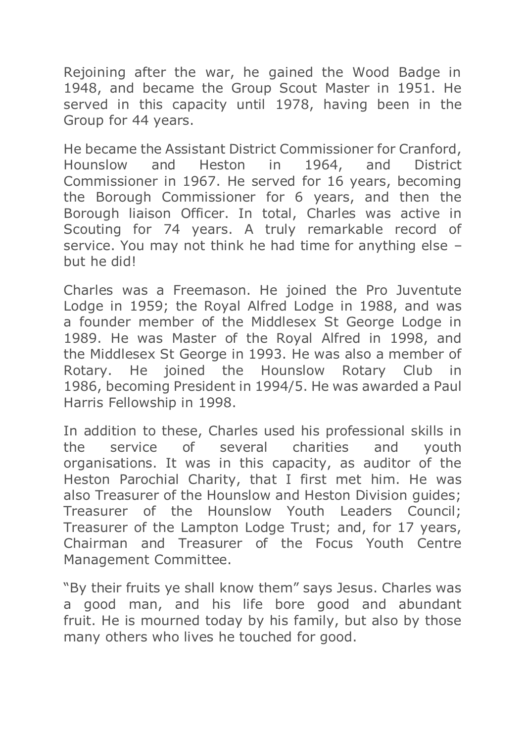Rejoining after the war, he gained the Wood Badge in 1948, and became the Group Scout Master in 1951. He served in this capacity until 1978, having been in the Group for 44 years.

He became the Assistant District Commissioner for Cranford, Hounslow and Heston in 1964, and District Commissioner in 1967. He served for 16 years, becoming the Borough Commissioner for 6 years, and then the Borough liaison Officer. In total, Charles was active in Scouting for 74 years. A truly remarkable record of service. You may not think he had time for anything else – but he did!

Charles was a Freemason. He joined the Pro Juventute Lodge in 1959; the Royal Alfred Lodge in 1988, and was a founder member of the Middlesex St George Lodge in 1989. He was Master of the Royal Alfred in 1998, and the Middlesex St George in 1993. He was also a member of Rotary. He joined the Hounslow Rotary Club in 1986, becoming President in 1994/5. He was awarded a Paul Harris Fellowship in 1998.

In addition to these, Charles used his professional skills in the service of several charities and youth organisations. It was in this capacity, as auditor of the Heston Parochial Charity, that I first met him. He was also Treasurer of the Hounslow and Heston Division guides; Treasurer of the Hounslow Youth Leaders Council; Treasurer of the Lampton Lodge Trust; and, for 17 years, Chairman and Treasurer of the Focus Youth Centre Management Committee.

"By their fruits ye shall know them" says Jesus. Charles was a good man, and his life bore good and abundant fruit. He is mourned today by his family, but also by those many others who lives he touched for good.